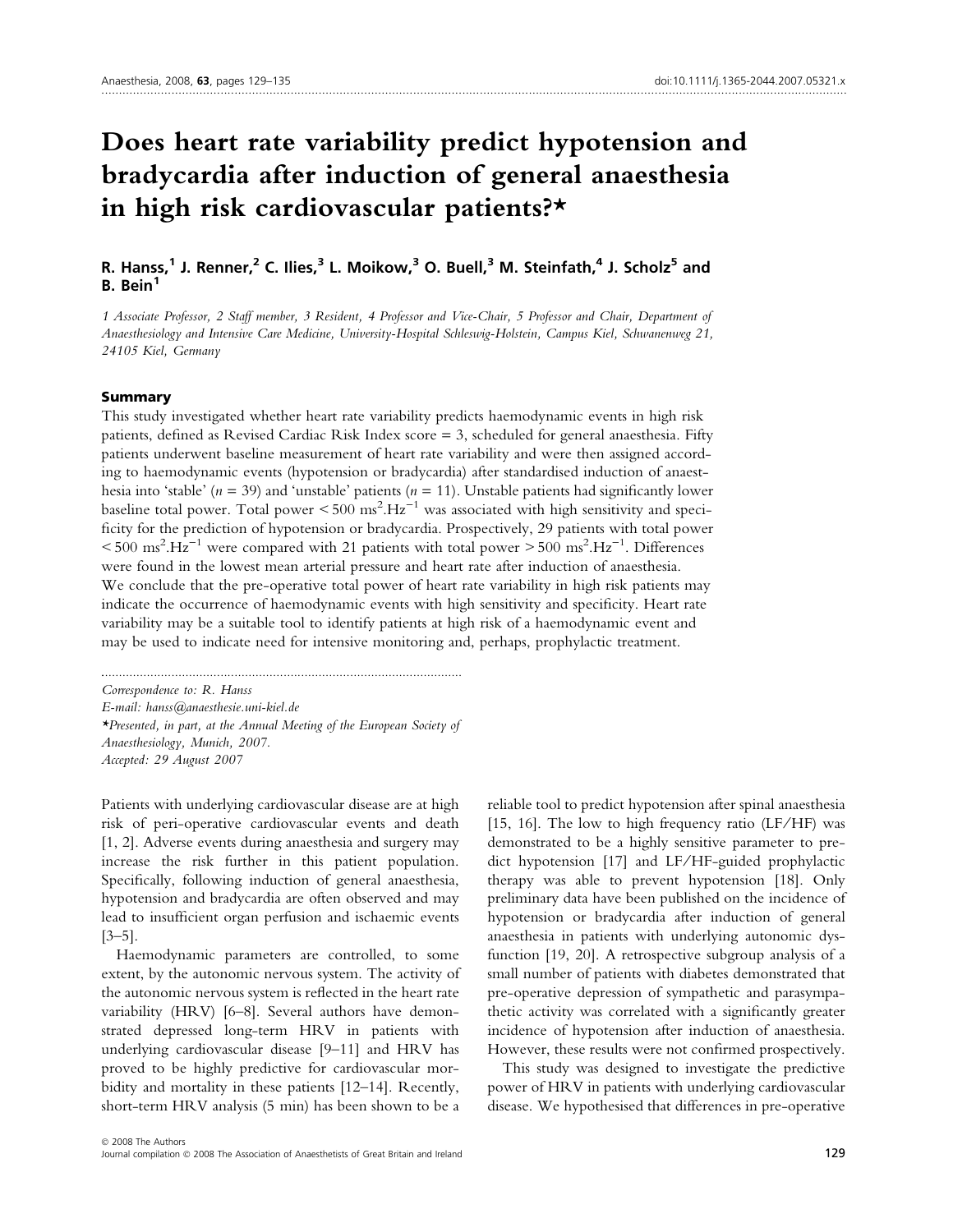# Does heart rate variability predict hypotension and bradycardia after induction of general anaesthesia in high risk cardiovascular patients?*

**R. Hanss,[1] J. Renner,[2] C. Ilies,[3] L. Moikow,[3] O. Buell,[3] M. Steinfath,[4] J. Scholz[5] and B. Bein[1]**

*1 Associate Professor, 2 Staff member, 3 Resident, 4 Professor and Vice-Chair, 5 Professor and Chair, Department of Anaesthesiology and Intensive Care Medicine, University-Hospital Schleswig-Holstein, Campus Kiel, Schwanenweg 21, 24105 Kiel, Germany*

## Summary

This study investigated whether heart rate variability predicts haemodynamic events in high risk patients, defined as Revised Cardiac Risk Index score = 3, scheduled for general anaesthesia. Fifty patients underwent baseline measurement of heart rate variability and were then assigned according to haemodynamic events (hypotension or bradycardia) after standardised induction of anaesthesia into 'stable' ($n = 39$) and 'unstable' patients ($n = 11$). Unstable patients had significantly lower baseline total power. Total power $< 500\ ms^2.Hz^{-1}$ was associated with high sensitivity and specificity for the prediction of hypotension or bradycardia. Prospectively, 29 patients with total power $< 500\ ms^2.Hz^{-1}$ were compared with 21 patients with total power $> 500\ ms^2.Hz^{-1}$. Differences were found in the lowest mean arterial pressure and heart rate after induction of anaesthesia. We conclude that the pre-operative total power of heart rate variability in high risk patients may indicate the occurrence of haemodynamic events with high sensitivity and specificity. Heart rate variability may be a suitable tool to identify patients at high risk of a haemodynamic event and may be used to indicate need for intensive monitoring and, perhaps, prophylactic treatment.

*Correspondence to: R. Hanss*
*E-mail: hanss@anaesthesie.uni-kiel.de*
*\*Presented, in part, at the Annual Meeting of the European Society of Anaesthesiology, Munich, 2007.*
*Accepted: 29 August 2007*

Patients with underlying cardiovascular disease are at high risk of peri-operative cardiovascular events and death [1, 2]. Adverse events during anaesthesia and surgery may increase the risk further in this patient population. Specifically, following induction of general anaesthesia, hypotension and bradycardia are often observed and may lead to insufficient organ perfusion and ischaemic events [3–5].

Haemodynamic parameters are controlled, to some extent, by the autonomic nervous system. The activity of the autonomic nervous system is reflected in the heart rate variability (HRV) [6–8]. Several authors have demonstrated depressed long-term HRV in patients with underlying cardiovascular disease [9–11] and HRV has proved to be highly predictive for cardiovascular morbidity and mortality in these patients [12–14]. Recently, short-term HRV analysis (5 min) has been shown to be a reliable tool to predict hypotension after spinal anaesthesia [15, 16]. The low to high frequency ratio (LF/HF) was demonstrated to be a highly sensitive parameter to predict hypotension [17] and LF/HF-guided prophylactic therapy was able to prevent hypotension [18]. Only preliminary data have been published on the incidence of hypotension or bradycardia after induction of general anaesthesia in patients with underlying autonomic dysfunction [19, 20]. A retrospective subgroup analysis of a small number of patients with diabetes demonstrated that pre-operative depression of sympathetic and parasympathetic activity was correlated with a significantly greater incidence of hypotension after induction of anaesthesia. However, these results were not confirmed prospectively.

This study was designed to investigate the predictive power of HRV in patients with underlying cardiovascular disease. We hypothesised that differences in pre-operative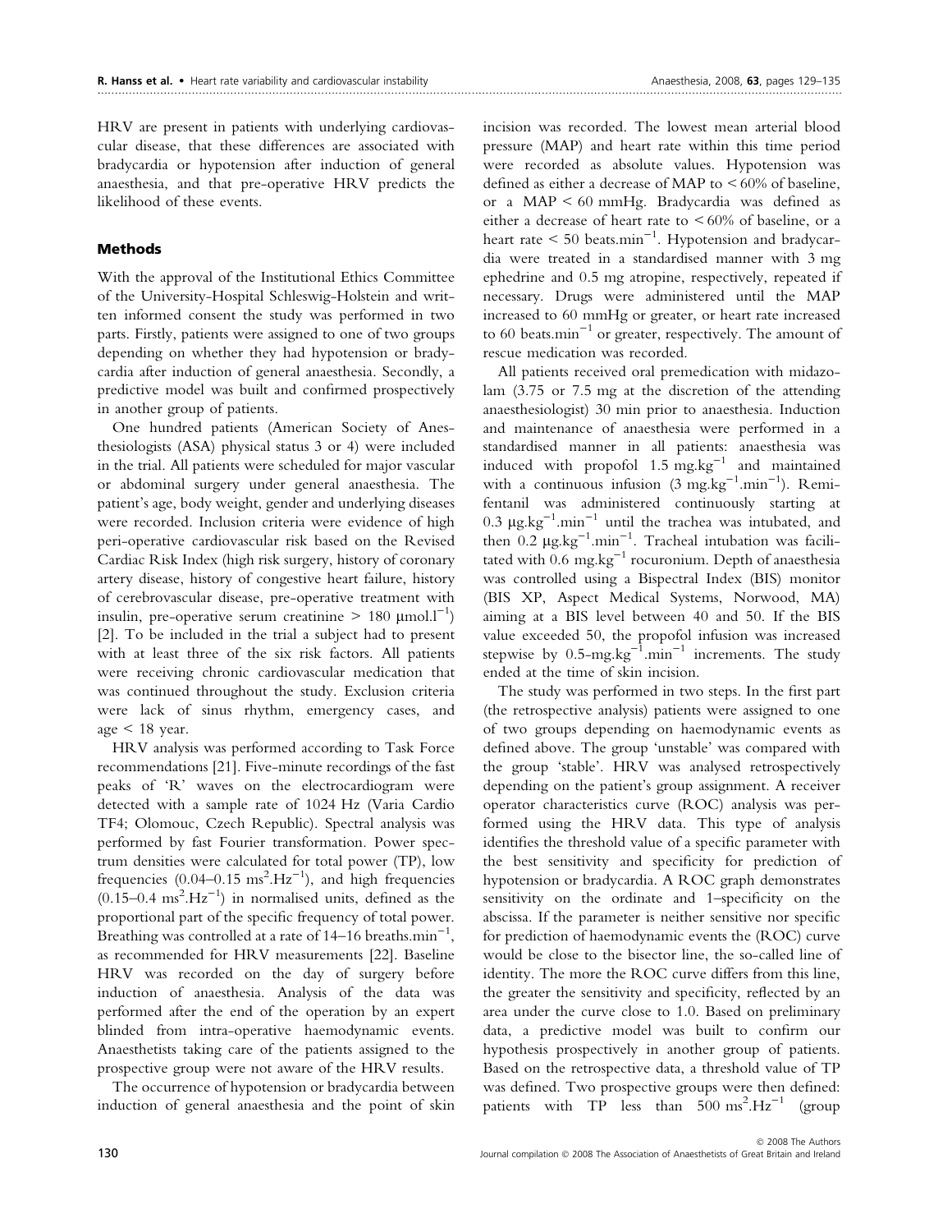HRV are present in patients with underlying cardiovascular disease, that these differences are associated with bradycardia or hypotension after induction of general anaesthesia, and that pre-operative HRV predicts the likelihood of these events.

## Methods

With the approval of the Institutional Ethics Committee of the University-Hospital Schleswig-Holstein and written informed consent the study was performed in two parts. Firstly, patients were assigned to one of two groups depending on whether they had hypotension or bradycardia after induction of general anaesthesia. Secondly, a predictive model was built and confirmed prospectively in another group of patients.

One hundred patients (American Society of Anesthesiologists (ASA) physical status 3 or 4) were included in the trial. All patients were scheduled for major vascular or abdominal surgery under general anaesthesia. The patient's age, body weight, gender and underlying diseases were recorded. Inclusion criteria were evidence of high peri-operative cardiovascular risk based on the Revised Cardiac Risk Index (high risk surgery, history of coronary artery disease, history of congestive heart failure, history of cerebrovascular disease, pre-operative treatment with insulin, pre-operative serum creatinine > 180 $\mu$mol.l$^{-1}$) [2]. To be included in the trial a subject had to present with at least three of the six risk factors. All patients were receiving chronic cardiovascular medication that was continued throughout the study. Exclusion criteria were lack of sinus rhythm, emergency cases, and age < 18 year.

HRV analysis was performed according to Task Force recommendations [21]. Five-minute recordings of the fast peaks of 'R' waves on the electrocardiogram were detected with a sample rate of 1024 Hz (Varia Cardio TF4; Olomouc, Czech Republic). Spectral analysis was performed by fast Fourier transformation. Power spectrum densities were calculated for total power (TP), low frequencies (0.04–0.15 ms$^2$.Hz$^{-1}$), and high frequencies (0.15–0.4 ms$^2$.Hz$^{-1}$) in normalised units, defined as the proportional part of the specific frequency of total power. Breathing was controlled at a rate of 14–16 breaths.min$^{-1}$, as recommended for HRV measurements [22]. Baseline HRV was recorded on the day of surgery before induction of anaesthesia. Analysis of the data was performed after the end of the operation by an expert blinded from intra-operative haemodynamic events. Anaesthetists taking care of the patients assigned to the prospective group were not aware of the HRV results.

The occurrence of hypotension or bradycardia between induction of general anaesthesia and the point of skin incision was recorded. The lowest mean arterial blood pressure (MAP) and heart rate within this time period were recorded as absolute values. Hypotension was defined as either a decrease of MAP to < 60% of baseline, or a MAP < 60 mmHg. Bradycardia was defined as either a decrease of heart rate to < 60% of baseline, or a heart rate < 50 beats.min$^{-1}$. Hypotension and bradycardia were treated in a standardised manner with 3 mg ephedrine and 0.5 mg atropine, respectively, repeated if necessary. Drugs were administered until the MAP increased to 60 mmHg or greater, or heart rate increased to 60 beats.min$^{-1}$ or greater, respectively. The amount of rescue medication was recorded.

All patients received oral premedication with midazolam (3.75 or 7.5 mg at the discretion of the attending anaesthesiologist) 30 min prior to anaesthesia. Induction and maintenance of anaesthesia were performed in a standardised manner in all patients: anaesthesia was induced with propofol 1.5 mg.kg$^{-1}$ and maintained with a continuous infusion (3 mg.kg$^{-1}$.min$^{-1}$). Remifentanil was administered continuously starting at 0.3 $\mu$g.kg$^{-1}$.min$^{-1}$ until the trachea was intubated, and then 0.2 $\mu$g.kg$^{-1}$.min$^{-1}$. Tracheal intubation was facilitated with 0.6 mg.kg$^{-1}$ rocuronium. Depth of anaesthesia was controlled using a Bispectral Index (BIS) monitor (BIS XP, Aspect Medical Systems, Norwood, MA) aiming at a BIS level between 40 and 50. If the BIS value exceeded 50, the propofol infusion was increased stepwise by 0.5-mg.kg$^{-1}$.min$^{-1}$ increments. The study ended at the time of skin incision.

The study was performed in two steps. In the first part (the retrospective analysis) patients were assigned to one of two groups depending on haemodynamic events as defined above. The group 'unstable' was compared with the group 'stable'. HRV was analysed retrospectively depending on the patient's group assignment. A receiver operator characteristics curve (ROC) analysis was performed using the HRV data. This type of analysis identifies the threshold value of a specific parameter with the best sensitivity and specificity for prediction of hypotension or bradycardia. A ROC graph demonstrates sensitivity on the ordinate and 1–specificity on the abscissa. If the parameter is neither sensitive nor specific for prediction of haemodynamic events the (ROC) curve would be close to the bisector line, the so-called line of identity. The more the ROC curve differs from this line, the greater the sensitivity and specificity, reflected by an area under the curve close to 1.0. Based on preliminary data, a predictive model was built to confirm our hypothesis prospectively in another group of patients. Based on the retrospective data, a threshold value of TP was defined. Two prospective groups were then defined: patients with TP less than 500 ms$^2$.Hz$^{-1}$ (group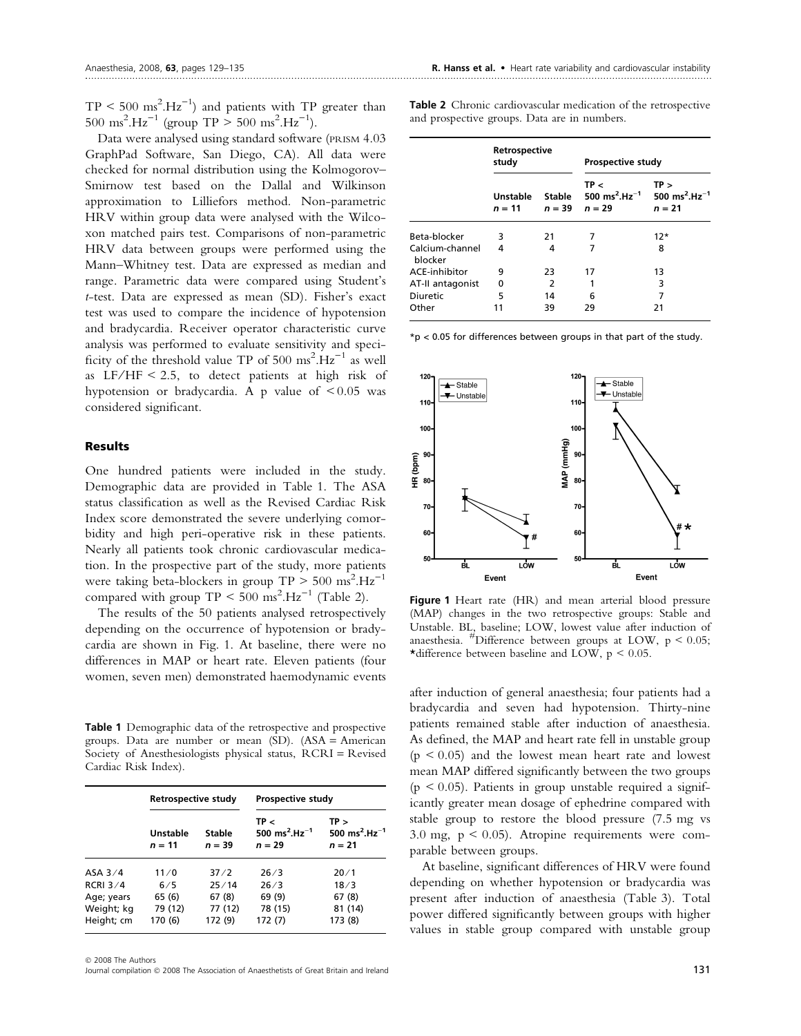TP < 500 $ms^2.Hz^{-1}$) and patients with TP greater than 500 $ms^2.Hz^{-1}$ (group TP > 500 $ms^2.Hz^{-1}$).

Data were analysed using standard software (PRISM 4.03 GraphPad Software, San Diego, CA). All data were checked for normal distribution using the Kolmogorov–Smirnow test based on the Dallal and Wilkinson approximation to Lilliefors method. Non-parametric HRV within group data were analysed with the Wilcoxon matched pairs test. Comparisons of non-parametric HRV data between groups were performed using the Mann–Whitney test. Data are expressed as median and range. Parametric data were compared using Student's *t*-test. Data are expressed as mean (SD). Fisher's exact test was used to compare the incidence of hypotension and bradycardia. Receiver operator characteristic curve analysis was performed to evaluate sensitivity and specificity of the threshold value TP of 500 $ms^2.Hz^{-1}$ as well as LF/HF < 2.5, to detect patients at high risk of hypotension or bradycardia. A p value of < 0.05 was considered significant.

## Results

One hundred patients were included in the study. Demographic data are provided in Table 1. The ASA status classification as well as the Revised Cardiac Risk Index score demonstrated the severe underlying comorbidity and high peri-operative risk in these patients. Nearly all patients took chronic cardiovascular medication. In the prospective part of the study, more patients were taking beta-blockers in group TP > 500 $ms^2.Hz^{-1}$ compared with group TP < 500 $ms^2.Hz^{-1}$ (Table 2).

The results of the 50 patients analysed retrospectively depending on the occurrence of hypotension or bradycardia are shown in Fig. 1. At baseline, there were no differences in MAP or heart rate. Eleven patients (four women, seven men) demonstrated haemodynamic events after induction of general anaesthesia; four patients had a bradycardia and seven had hypotension. Thirty-nine patients remained stable after induction of anaesthesia. As defined, the MAP and heart rate fell in unstable group ($p < 0.05$) and the lowest mean heart rate and lowest mean MAP differed significantly between the two groups ($p < 0.05$). Patients in group unstable required a significantly greater mean dosage of ephedrine compared with stable group to restore the blood pressure (7.5 mg vs 3.0 mg, $p < 0.05$). Atropine requirements were comparable between groups.

At baseline, significant differences of HRV were found depending on whether hypotension or bradycardia was present after induction of anaesthesia (Table 3). Total power differed significantly between groups with higher values in stable group compared with unstable group

**Table 1** Demographic data of the retrospective and prospective groups. Data are number or mean (SD). (ASA = American Society of Anesthesiologists physical status, RCRI = Revised Cardiac Risk Index).

| | Retrospective study | | Prospective study | |
|---|---|---|---|---|
| | Unstable $n = 11$ | Stable $n = 39$ | TP < 500 $ms^2.Hz^{-1}$ $n = 29$ | TP > 500 $ms^2.Hz^{-1}$ $n = 21$ |
| ASA 3/4 | 11/0 | 37/2 | 26/3 | 20/1 |
| RCRI 3/4 | 6/5 | 25/14 | 26/3 | 18/3 |
| Age; years | 65 (6) | 67 (8) | 69 (9) | 67 (8) |
| Weight; kg | 79 (12) | 77 (12) | 78 (15) | 81 (14) |
| Height; cm | 170 (6) | 172 (9) | 172 (7) | 173 (8) |

**Table 2** Chronic cardiovascular medication of the retrospective and prospective groups. Data are in numbers.

| | Retrospective study | | Prospective study | |
|---|---|---|---|---|
| | Unstable $n = 11$ | Stable $n = 39$ | TP < 500 $ms^2.Hz^{-1}$ $n = 29$ | TP > 500 $ms^2.Hz^{-1}$ $n = 21$ |
| Beta-blocker | 3 | 21 | 7 | 12* |
| Calcium-channel blocker | 4 | 4 | 7 | 8 |
| ACE-inhibitor | 9 | 23 | 17 | 13 |
| AT-II antagonist | 0 | 2 | 1 | 3 |
| Diuretic | 5 | 14 | 6 | 7 |
| Other | 11 | 39 | 29 | 21 |

*p < 0.05 for differences between groups in that part of the study.

**Figure 1** Heart rate (HR) and mean arterial blood pressure (MAP) changes in the two retrospective groups: Stable and Unstable. BL, baseline; LOW, lowest value after induction of anaesthesia. #Difference between groups at LOW, $p < 0.05$; *difference between baseline and LOW, $p < 0.05$.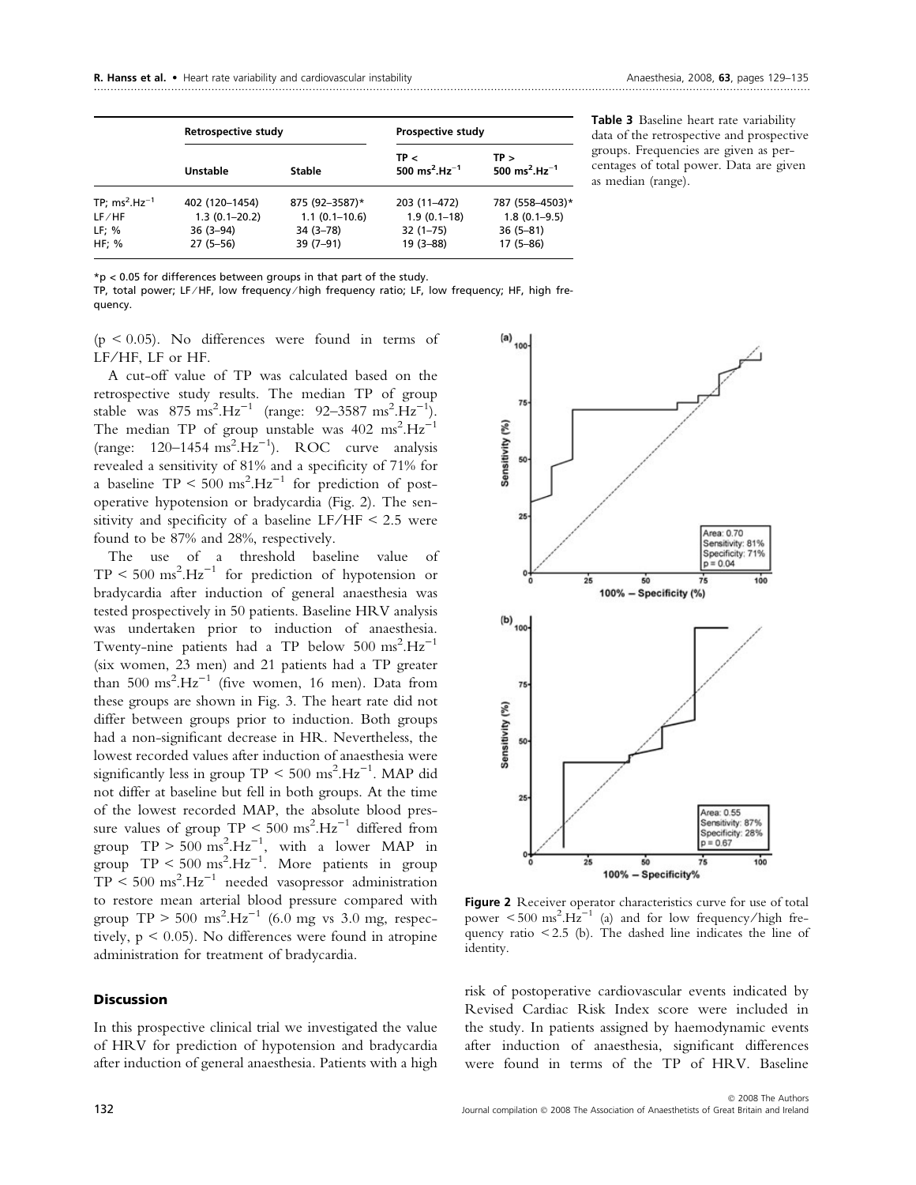| | Retrospective study | | Prospective study | |
|---|---|---|---|---|
| | Unstable | Stable | TP < 500 $ms^2.Hz^{-1}$ | TP > 500 $ms^2.Hz^{-1}$ |
| TP; $ms^2.Hz^{-1}$ | 402 (120–1454) | 875 (92–3587)* | 203 (11–472) | 787 (558–4503)* |
| LF/HF | 1.3 (0.1–20.2) | 1.1 (0.1–10.6) | 1.9 (0.1–18) | 1.8 (0.1–9.5) |
| LF; % | 36 (3–94) | 34 (3–78) | 32 (1–75) | 36 (5–81) |
| HF; % | 27 (5–56) | 39 (7–91) | 19 (3–88) | 17 (5–86) |

*p < 0.05 for differences between groups in that part of the study.

TP, total power; LF/HF, low frequency/high frequency ratio; LF, low frequency; HF, high frequency.

**Table 3** Baseline heart rate variability data of the retrospective and prospective groups. Frequencies are given as percentages of total power. Data are given as median (range).

($p < 0.05$). No differences were found in terms of LF/HF, LF or HF.

A cut-off value of TP was calculated based on the retrospective study results. The median TP of group stable was 875 $ms^2.Hz^{-1}$ (range: 92–3587 $ms^2.Hz^{-1}$). The median TP of group unstable was 402 $ms^2.Hz^{-1}$ (range: 120–1454 $ms^2.Hz^{-1}$). ROC curve analysis revealed a sensitivity of 81% and a specificity of 71% for a baseline TP < 500 $ms^2.Hz^{-1}$ for prediction of post-operative hypotension or bradycardia (Fig. 2). The sensitivity and specificity of a baseline LF/HF < 2.5 were found to be 87% and 28%, respectively.

The use of a threshold baseline value of TP < 500 $ms^2.Hz^{-1}$ for prediction of hypotension or bradycardia after induction of general anaesthesia was tested prospectively in 50 patients. Baseline HRV analysis was undertaken prior to induction of anaesthesia. Twenty-nine patients had a TP below 500 $ms^2.Hz^{-1}$ (six women, 23 men) and 21 patients had a TP greater than 500 $ms^2.Hz^{-1}$ (five women, 16 men). Data from these groups are shown in Fig. 3. The heart rate did not differ between groups prior to induction. Both groups had a non-significant decrease in HR. Nevertheless, the lowest recorded values after induction of anaesthesia were significantly less in group TP < 500 $ms^2.Hz^{-1}$. MAP did not differ at baseline but fell in both groups. At the time of the lowest recorded MAP, the absolute blood pressure values of group TP < 500 $ms^2.Hz^{-1}$ differed from group TP > 500 $ms^2.Hz^{-1}$, with a lower MAP in group TP < 500 $ms^2.Hz^{-1}$. More patients in group TP < 500 $ms^2.Hz^{-1}$ needed vasopressor administration to restore mean arterial blood pressure compared with group TP > 500 $ms^2.Hz^{-1}$ (6.0 mg vs 3.0 mg, respectively, $p < 0.05$). No differences were found in atropine administration for treatment of bradycardia.

**Figure 2** Receiver operator characteristics curve for use of total power < 500 $ms^2.Hz^{-1}$ (a) and for low frequency/high frequency ratio < 2.5 (b). The dashed line indicates the line of identity.

## Discussion

In this prospective clinical trial we investigated the value of HRV for prediction of hypotension and bradycardia after induction of general anaesthesia. Patients with a high risk of postoperative cardiovascular events indicated by Revised Cardiac Risk Index score were included in the study. In patients assigned by haemodynamic events after induction of anaesthesia, significant differences were found in terms of the TP of HRV. Baseline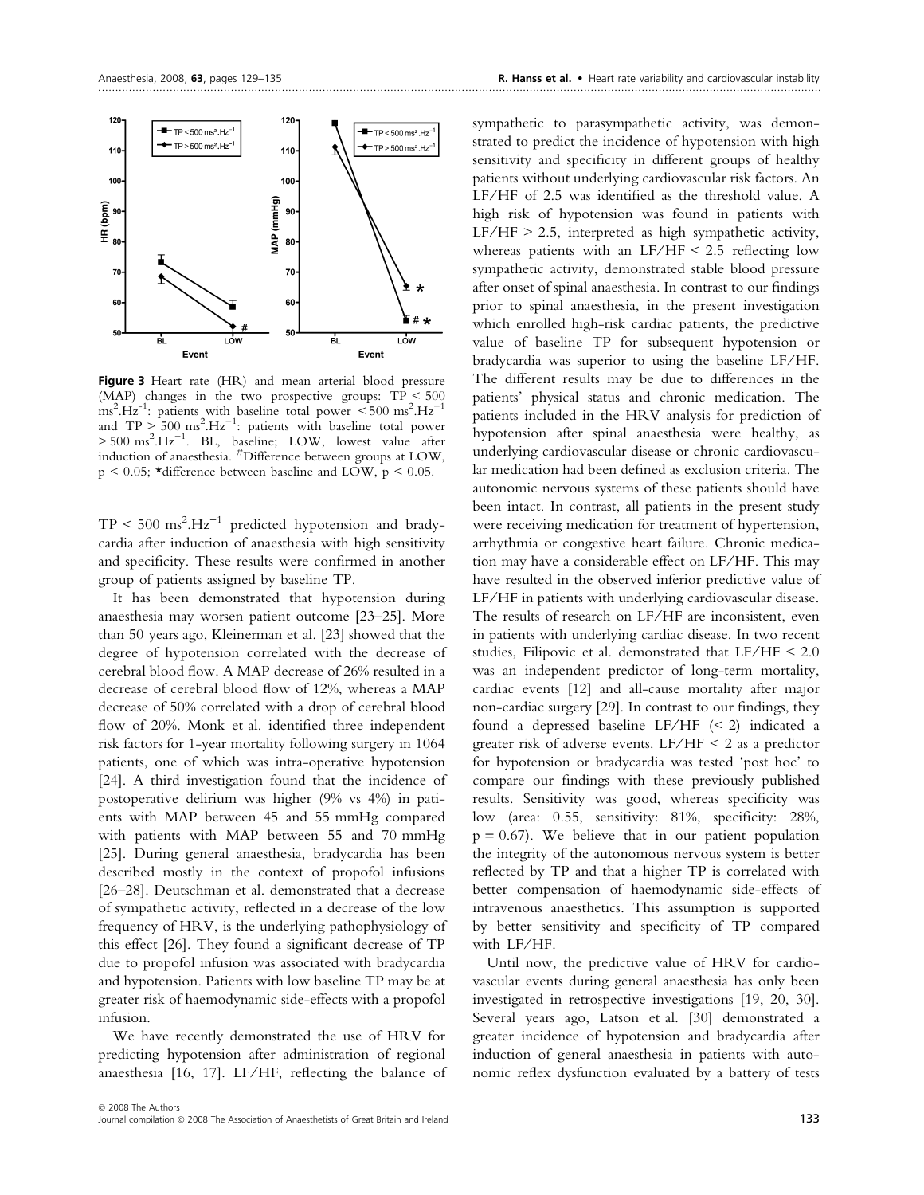**Figure 3** Heart rate (HR) and mean arterial blood pressure (MAP) changes in the two prospective groups: TP < 500 $ms^2.Hz^{-1}$: patients with baseline total power < 500 $ms^2.Hz^{-1}$ and TP > 500 $ms^2.Hz^{-1}$: patients with baseline total power > 500 $ms^2.Hz^{-1}$. BL, baseline; LOW, lowest value after induction of anaesthesia. #Difference between groups at LOW, $p < 0.05$; *difference between baseline and LOW, $p < 0.05$.

TP < 500 $ms^2.Hz^{-1}$ predicted hypotension and bradycardia after induction of anaesthesia with high sensitivity and specificity. These results were confirmed in another group of patients assigned by baseline TP.

It has been demonstrated that hypotension during anaesthesia may worsen patient outcome [23–25]. More than 50 years ago, Kleinerman et al. [23] showed that the degree of hypotension correlated with the decrease of cerebral blood flow. A MAP decrease of 26% resulted in a decrease of cerebral blood flow of 12%, whereas a MAP decrease of 50% correlated with a drop of cerebral blood flow of 20%. Monk et al. identified three independent risk factors for 1-year mortality following surgery in 1064 patients, one of which was intra-operative hypotension [24]. A third investigation found that the incidence of postoperative delirium was higher (9% vs 4%) in patients with MAP between 45 and 55 mmHg compared with patients with MAP between 55 and 70 mmHg [25]. During general anaesthesia, bradycardia has been described mostly in the context of propofol infusions [26–28]. Deutschman et al. demonstrated that a decrease of sympathetic activity, reflected in a decrease of the low frequency of HRV, is the underlying pathophysiology of this effect [26]. They found a significant decrease of TP due to propofol infusion was associated with bradycardia and hypotension. Patients with low baseline TP may be at greater risk of haemodynamic side-effects with a propofol infusion.

We have recently demonstrated the use of HRV for predicting hypotension after administration of regional anaesthesia [16, 17]. LF/HF, reflecting the balance of sympathetic to parasympathetic activity, was demonstrated to predict the incidence of hypotension with high sensitivity and specificity in different groups of healthy patients without underlying cardiovascular risk factors. An LF/HF of 2.5 was identified as the threshold value. A high risk of hypotension was found in patients with LF/HF > 2.5, interpreted as high sympathetic activity, whereas patients with an LF/HF < 2.5 reflecting low sympathetic activity, demonstrated stable blood pressure after onset of spinal anaesthesia. In contrast to our findings prior to spinal anaesthesia, in the present investigation which enrolled high-risk cardiac patients, the predictive value of baseline TP for subsequent hypotension or bradycardia was superior to using the baseline LF/HF. The different results may be due to differences in the patients' physical status and chronic medication. The patients included in the HRV analysis for prediction of hypotension after spinal anaesthesia were healthy, as underlying cardiovascular disease or chronic cardiovascular medication had been defined as exclusion criteria. The autonomic nervous systems of these patients should have been intact. In contrast, all patients in the present study were receiving medication for treatment of hypertension, arrhythmia or congestive heart failure. Chronic medication may have a considerable effect on LF/HF. This may have resulted in the observed inferior predictive value of LF/HF in patients with underlying cardiovascular disease. The results of research on LF/HF are inconsistent, even in patients with underlying cardiac disease. In two recent studies, Filipovic et al. demonstrated that LF/HF < 2.0 was an independent predictor of long-term mortality, cardiac events [12] and all-cause mortality after major non-cardiac surgery [29]. In contrast to our findings, they found a depressed baseline LF/HF (< 2) indicated a greater risk of adverse events. LF/HF < 2 as a predictor for hypotension or bradycardia was tested 'post hoc' to compare our findings with these previously published results. Sensitivity was good, whereas specificity was low (area: 0.55, sensitivity: 81%, specificity: 28%, $p = 0.67$). We believe that in our patient population the integrity of the autonomous nervous system is better reflected by TP and that a higher TP is correlated with better compensation of haemodynamic side-effects of intravenous anaesthetics. This assumption is supported by better sensitivity and specificity of TP compared with LF/HF.

Until now, the predictive value of HRV for cardiovascular events during general anaesthesia has only been investigated in retrospective investigations [19, 20, 30]. Several years ago, Latson et al. [30] demonstrated a greater incidence of hypotension and bradycardia after induction of general anaesthesia in patients with autonomic reflex dysfunction evaluated by a battery of tests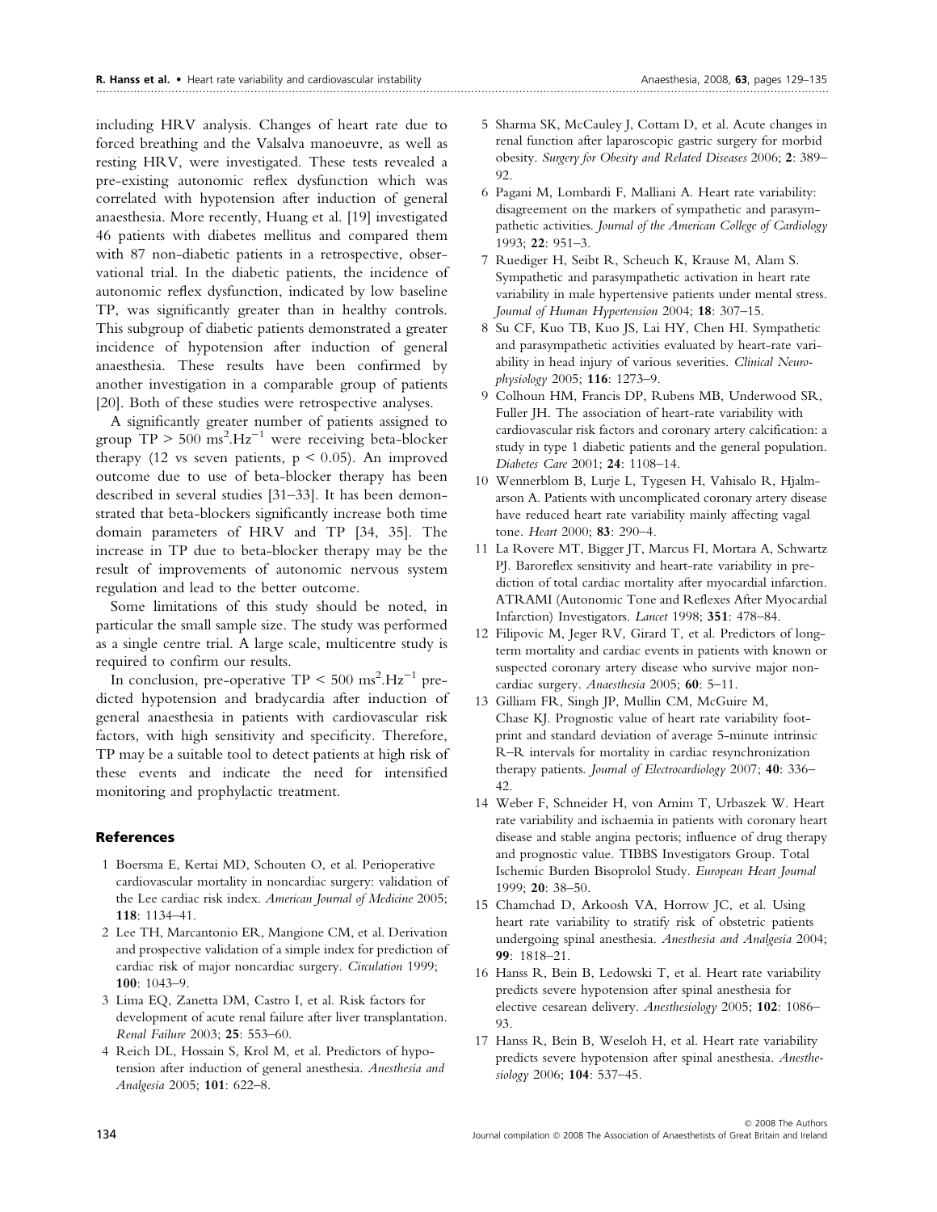including HRV analysis. Changes of heart rate due to forced breathing and the Valsalva manoeuvre, as well as resting HRV, were investigated. These tests revealed a pre-existing autonomic reflex dysfunction which was correlated with hypotension after induction of general anaesthesia. More recently, Huang et al. [19] investigated 46 patients with diabetes mellitus and compared them with 87 non-diabetic patients in a retrospective, observational trial. In the diabetic patients, the incidence of autonomic reflex dysfunction, indicated by low baseline TP, was significantly greater than in healthy controls. This subgroup of diabetic patients demonstrated a greater incidence of hypotension after induction of general anaesthesia. These results have been confirmed by another investigation in a comparable group of patients [20]. Both of these studies were retrospective analyses.

A significantly greater number of patients assigned to group TP $> 500$ $ms^2.Hz^{-1}$ were receiving beta-blocker therapy (12 vs seven patients, $p < 0.05$). An improved outcome due to use of beta-blocker therapy has been described in several studies [31–33]. It has been demonstrated that beta-blockers significantly increase both time domain parameters of HRV and TP [34, 35]. The increase in TP due to beta-blocker therapy may be the result of improvements of autonomic nervous system regulation and lead to the better outcome.

Some limitations of this study should be noted, in particular the small sample size. The study was performed as a single centre trial. A large scale, multicentre study is required to confirm our results.

In conclusion, pre-operative TP $< 500$ $ms^2.Hz^{-1}$ predicted hypotension and bradycardia after induction of general anaesthesia in patients with cardiovascular risk factors, with high sensitivity and specificity. Therefore, TP may be a suitable tool to detect patients at high risk of these events and indicate the need for intensified monitoring and prophylactic treatment.

## References

1 Boersma E, Kertai MD, Schouten O, et al. Perioperative cardiovascular mortality in noncardiac surgery: validation of the Lee cardiac risk index. *American Journal of Medicine* 2005; **118**: 1134–41.

2 Lee TH, Marcantonio ER, Mangione CM, et al. Derivation and prospective validation of a simple index for prediction of cardiac risk of major noncardiac surgery. *Circulation* 1999; **100**: 1043–9.

3 Lima EQ, Zanetta DM, Castro I, et al. Risk factors for development of acute renal failure after liver transplantation. *Renal Failure* 2003; **25**: 553–60.

4 Reich DL, Hossain S, Krol M, et al. Predictors of hypotension after induction of general anesthesia. *Anesthesia and Analgesia* 2005; **101**: 622–8.

5 Sharma SK, McCauley J, Cottam D, et al. Acute changes in renal function after laparoscopic gastric surgery for morbid obesity. *Surgery for Obesity and Related Diseases* 2006; **2**: 389–92.

6 Pagani M, Lombardi F, Malliani A. Heart rate variability: disagreement on the markers of sympathetic and parasympathetic activities. *Journal of the American College of Cardiology* 1993; **22**: 951–3.

7 Ruediger H, Seibt R, Scheuch K, Krause M, Alam S. Sympathetic and parasympathetic activation in heart rate variability in male hypertensive patients under mental stress. *Journal of Human Hypertension* 2004; **18**: 307–15.

8 Su CF, Kuo TB, Kuo JS, Lai HY, Chen HI. Sympathetic and parasympathetic activities evaluated by heart-rate variability in head injury of various severities. *Clinical Neurophysiology* 2005; **116**: 1273–9.

9 Colhoun HM, Francis DP, Rubens MB, Underwood SR, Fuller JH. The association of heart-rate variability with cardiovascular risk factors and coronary artery calcification: a study in type 1 diabetic patients and the general population. *Diabetes Care* 2001; **24**: 1108–14.

10 Wennerblom B, Lurje L, Tygesen H, Vahisalo R, Hjalmarson A. Patients with uncomplicated coronary artery disease have reduced heart rate variability mainly affecting vagal tone. *Heart* 2000; **83**: 290–4.

11 La Rovere MT, Bigger JT, Marcus FI, Mortara A, Schwartz PJ. Baroreflex sensitivity and heart-rate variability in prediction of total cardiac mortality after myocardial infarction. ATRAMI (Autonomic Tone and Reflexes After Myocardial Infarction) Investigators. *Lancet* 1998; **351**: 478–84.

12 Filipovic M, Jeger RV, Girard T, et al. Predictors of long-term mortality and cardiac events in patients with known or suspected coronary artery disease who survive major non-cardiac surgery. *Anaesthesia* 2005; **60**: 5–11.

13 Gilliam FR, Singh JP, Mullin CM, McGuire M, Chase KJ. Prognostic value of heart rate variability footprint and standard deviation of average 5-minute intrinsic R–R intervals for mortality in cardiac resynchronization therapy patients. *Journal of Electrocardiology* 2007; **40**: 336–42.

14 Weber F, Schneider H, von Arnim T, Urbaszek W. Heart rate variability and ischaemia in patients with coronary heart disease and stable angina pectoris; influence of drug therapy and prognostic value. TIBBS Investigators Group. Total Ischemic Burden Bisoprolol Study. *European Heart Journal* 1999; **20**: 38–50.

15 Chamchad D, Arkoosh VA, Horrow JC, et al. Using heart rate variability to stratify risk of obstetric patients undergoing spinal anesthesia. *Anesthesia and Analgesia* 2004; **99**: 1818–21.

16 Hanss R, Bein B, Ledowski T, et al. Heart rate variability predicts severe hypotension after spinal anesthesia for elective cesarean delivery. *Anesthesiology* 2005; **102**: 1086–93.

17 Hanss R, Bein B, Weseloh H, et al. Heart rate variability predicts severe hypotension after spinal anesthesia. *Anesthesiology* 2006; **104**: 537–45.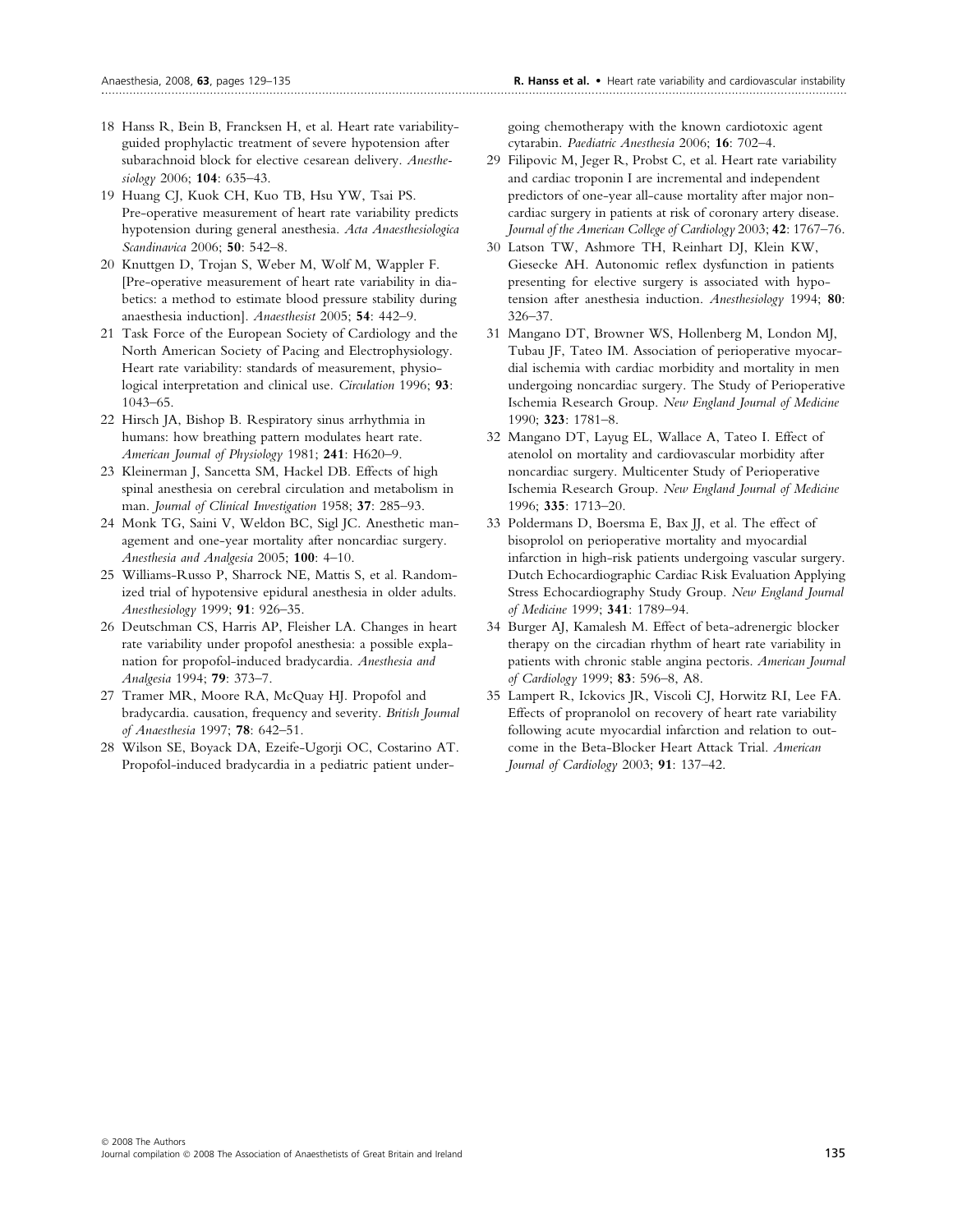18 Hanss R, Bein B, Francksen H, et al. Heart rate variability-guided prophylactic treatment of severe hypotension after subarachnoid block for elective cesarean delivery. *Anesthesiology* 2006; **104**: 635–43.

19 Huang CJ, Kuok CH, Kuo TB, Hsu YW, Tsai PS. Pre-operative measurement of heart rate variability predicts hypotension during general anesthesia. *Acta Anaesthesiologica Scandinavica* 2006; **50**: 542–8.

20 Knuttgen D, Trojan S, Weber M, Wolf M, Wappler F. [Pre-operative measurement of heart rate variability in diabetics: a method to estimate blood pressure stability during anaesthesia induction]. *Anaesthesist* 2005; **54**: 442–9.

21 Task Force of the European Society of Cardiology and the North American Society of Pacing and Electrophysiology. Heart rate variability: standards of measurement, physiological interpretation and clinical use. *Circulation* 1996; **93**: 1043–65.

22 Hirsch JA, Bishop B. Respiratory sinus arrhythmia in humans: how breathing pattern modulates heart rate. *American Journal of Physiology* 1981; **241**: H620–9.

23 Kleinerman J, Sancetta SM, Hackel DB. Effects of high spinal anesthesia on cerebral circulation and metabolism in man. *Journal of Clinical Investigation* 1958; **37**: 285–93.

24 Monk TG, Saini V, Weldon BC, Sigl JC. Anesthetic management and one-year mortality after noncardiac surgery. *Anesthesia and Analgesia* 2005; **100**: 4–10.

25 Williams-Russo P, Sharrock NE, Mattis S, et al. Randomized trial of hypotensive epidural anesthesia in older adults. *Anesthesiology* 1999; **91**: 926–35.

26 Deutschman CS, Harris AP, Fleisher LA. Changes in heart rate variability under propofol anesthesia: a possible explanation for propofol-induced bradycardia. *Anesthesia and Analgesia* 1994; **79**: 373–7.

27 Tramer MR, Moore RA, McQuay HJ. Propofol and bradycardia. causation, frequency and severity. *British Journal of Anaesthesia* 1997; **78**: 642–51.

28 Wilson SE, Boyack DA, Ezeife-Ugorji OC, Costarino AT. Propofol-induced bradycardia in a pediatric patient undergoing chemotherapy with the known cardiotoxic agent cytarabin. *Paediatric Anesthesia* 2006; **16**: 702–4.

29 Filipovic M, Jeger R, Probst C, et al. Heart rate variability and cardiac troponin I are incremental and independent predictors of one-year all-cause mortality after major noncardiac surgery in patients at risk of coronary artery disease. *Journal of the American College of Cardiology* 2003; **42**: 1767–76.

30 Latson TW, Ashmore TH, Reinhart DJ, Klein KW, Giesecke AH. Autonomic reflex dysfunction in patients presenting for elective surgery is associated with hypotension after anesthesia induction. *Anesthesiology* 1994; **80**: 326–37.

31 Mangano DT, Browner WS, Hollenberg M, London MJ, Tubau JF, Tateo IM. Association of perioperative myocardial ischemia with cardiac morbidity and mortality in men undergoing noncardiac surgery. The Study of Perioperative Ischemia Research Group. *New England Journal of Medicine* 1990; **323**: 1781–8.

32 Mangano DT, Layug EL, Wallace A, Tateo I. Effect of atenolol on mortality and cardiovascular morbidity after noncardiac surgery. Multicenter Study of Perioperative Ischemia Research Group. *New England Journal of Medicine* 1996; **335**: 1713–20.

33 Poldermans D, Boersma E, Bax JJ, et al. The effect of bisoprolol on perioperative mortality and myocardial infarction in high-risk patients undergoing vascular surgery. Dutch Echocardiographic Cardiac Risk Evaluation Applying Stress Echocardiography Study Group. *New England Journal of Medicine* 1999; **341**: 1789–94.

34 Burger AJ, Kamalesh M. Effect of beta-adrenergic blocker therapy on the circadian rhythm of heart rate variability in patients with chronic stable angina pectoris. *American Journal of Cardiology* 1999; **83**: 596–8, A8.

35 Lampert R, Ickovics JR, Viscoli CJ, Horwitz RI, Lee FA. Effects of propranolol on recovery of heart rate variability following acute myocardial infarction and relation to outcome in the Beta-Blocker Heart Attack Trial. *American Journal of Cardiology* 2003; **91**: 137–42.